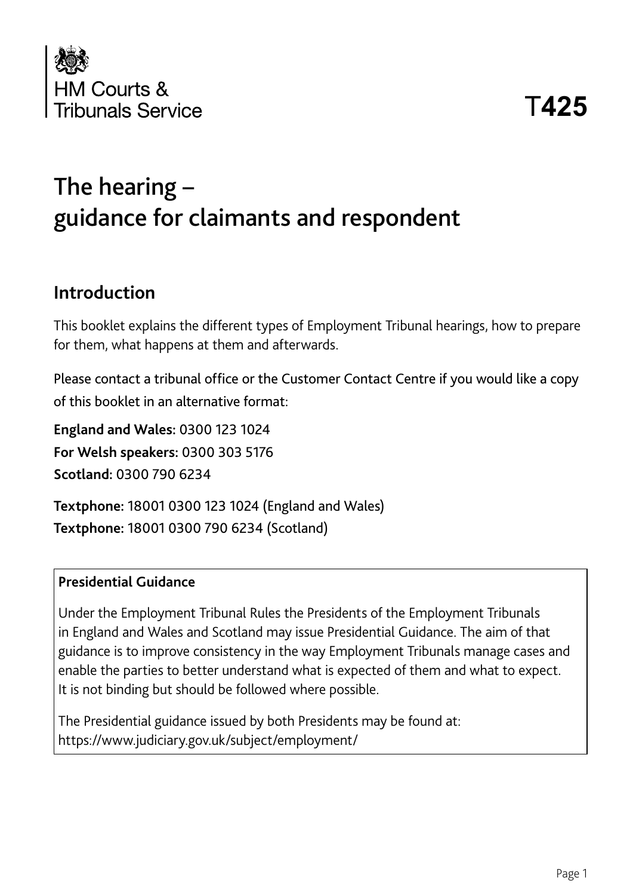HM Courts & Tribunals Service

T**425**

# The hearing – guidance for claimants and respondent

## Introduction

This booklet explains the different types of Employment Tribunal hearings, how to prepare for them, what happens at them and afterwards.

Please contact a tribunal office or the Customer Contact Centre if you would like a copy of this booklet in an alternative format:

**England and Wales:** 0300 123 1024
**For Welsh speakers:** 0300 303 5176
**Scotland:** 0300 790 6234

**Textphone:** 18001 0300 123 1024 (England and Wales)
**Textphone:** 18001 0300 790 6234 (Scotland)

**Presidential Guidance**

Under the Employment Tribunal Rules the Presidents of the Employment Tribunals in England and Wales and Scotland may issue Presidential Guidance. The aim of that guidance is to improve consistency in the way Employment Tribunals manage cases and enable the parties to better understand what is expected of them and what to expect. It is not binding but should be followed where possible.

The Presidential guidance issued by both Presidents may be found at: https://www.judiciary.gov.uk/subject/employment/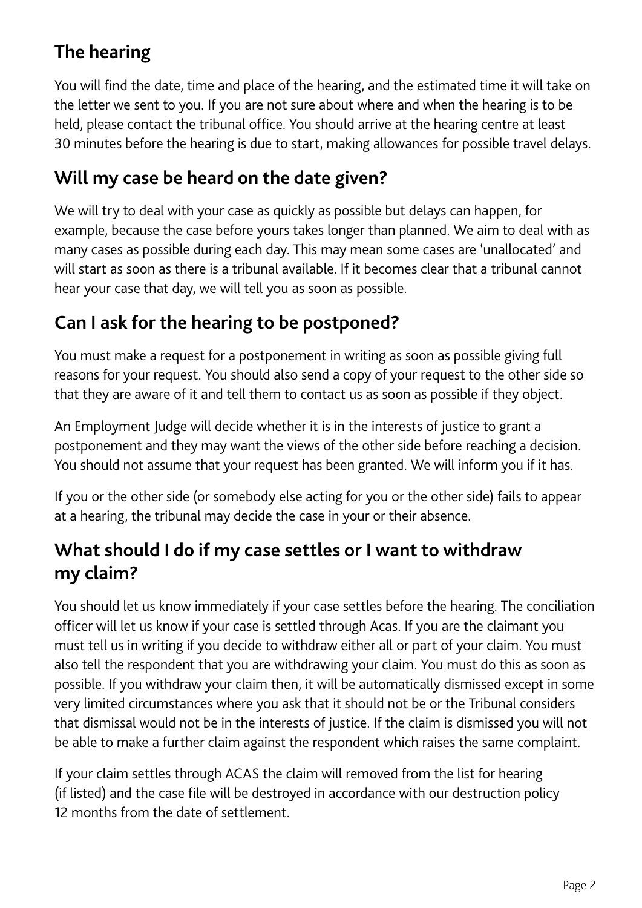## The hearing

You will find the date, time and place of the hearing, and the estimated time it will take on the letter we sent to you. If you are not sure about where and when the hearing is to be held, please contact the tribunal office. You should arrive at the hearing centre at least 30 minutes before the hearing is due to start, making allowances for possible travel delays.

## Will my case be heard on the date given?

We will try to deal with your case as quickly as possible but delays can happen, for example, because the case before yours takes longer than planned. We aim to deal with as many cases as possible during each day. This may mean some cases are 'unallocated' and will start as soon as there is a tribunal available. If it becomes clear that a tribunal cannot hear your case that day, we will tell you as soon as possible.

## Can I ask for the hearing to be postponed?

You must make a request for a postponement in writing as soon as possible giving full reasons for your request. You should also send a copy of your request to the other side so that they are aware of it and tell them to contact us as soon as possible if they object.

An Employment Judge will decide whether it is in the interests of justice to grant a postponement and they may want the views of the other side before reaching a decision. You should not assume that your request has been granted. We will inform you if it has.

If you or the other side (or somebody else acting for you or the other side) fails to appear at a hearing, the tribunal may decide the case in your or their absence.

## What should I do if my case settles or I want to withdraw my claim?

You should let us know immediately if your case settles before the hearing. The conciliation officer will let us know if your case is settled through Acas. If you are the claimant you must tell us in writing if you decide to withdraw either all or part of your claim. You must also tell the respondent that you are withdrawing your claim. You must do this as soon as possible. If you withdraw your claim then, it will be automatically dismissed except in some very limited circumstances where you ask that it should not be or the Tribunal considers that dismissal would not be in the interests of justice. If the claim is dismissed you will not be able to make a further claim against the respondent which raises the same complaint.

If your claim settles through ACAS the claim will removed from the list for hearing (if listed) and the case file will be destroyed in accordance with our destruction policy 12 months from the date of settlement.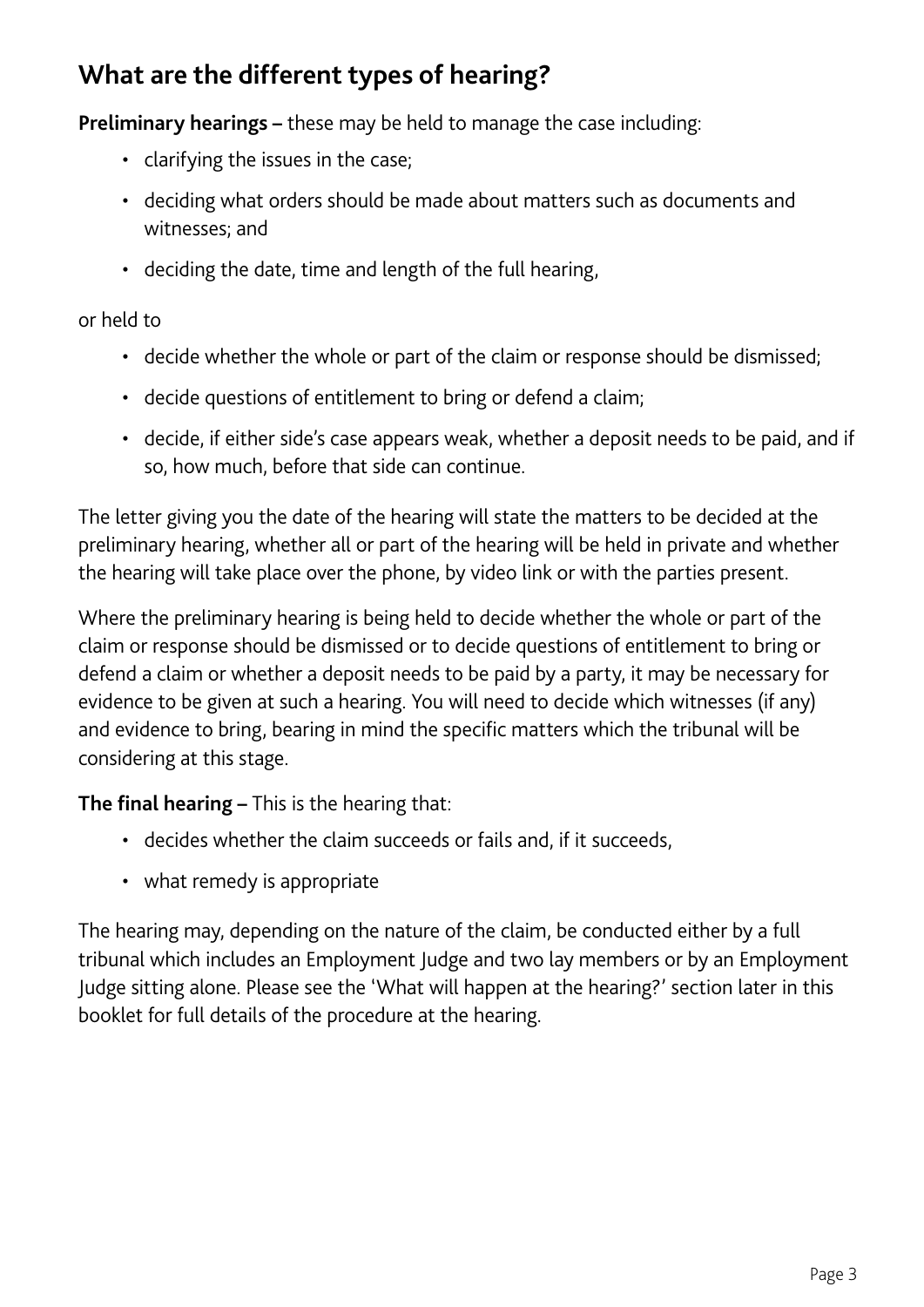## What are the different types of hearing?

**Preliminary hearings –** these may be held to manage the case including:

- clarifying the issues in the case;
- deciding what orders should be made about matters such as documents and witnesses; and
- deciding the date, time and length of the full hearing,

or held to

- decide whether the whole or part of the claim or response should be dismissed;
- decide questions of entitlement to bring or defend a claim;
- decide, if either side's case appears weak, whether a deposit needs to be paid, and if so, how much, before that side can continue.

The letter giving you the date of the hearing will state the matters to be decided at the preliminary hearing, whether all or part of the hearing will be held in private and whether the hearing will take place over the phone, by video link or with the parties present.

Where the preliminary hearing is being held to decide whether the whole or part of the claim or response should be dismissed or to decide questions of entitlement to bring or defend a claim or whether a deposit needs to be paid by a party, it may be necessary for evidence to be given at such a hearing. You will need to decide which witnesses (if any) and evidence to bring, bearing in mind the specific matters which the tribunal will be considering at this stage.

**The final hearing –** This is the hearing that:

- decides whether the claim succeeds or fails and, if it succeeds,
- what remedy is appropriate

The hearing may, depending on the nature of the claim, be conducted either by a full tribunal which includes an Employment Judge and two lay members or by an Employment Judge sitting alone. Please see the 'What will happen at the hearing?' section later in this booklet for full details of the procedure at the hearing.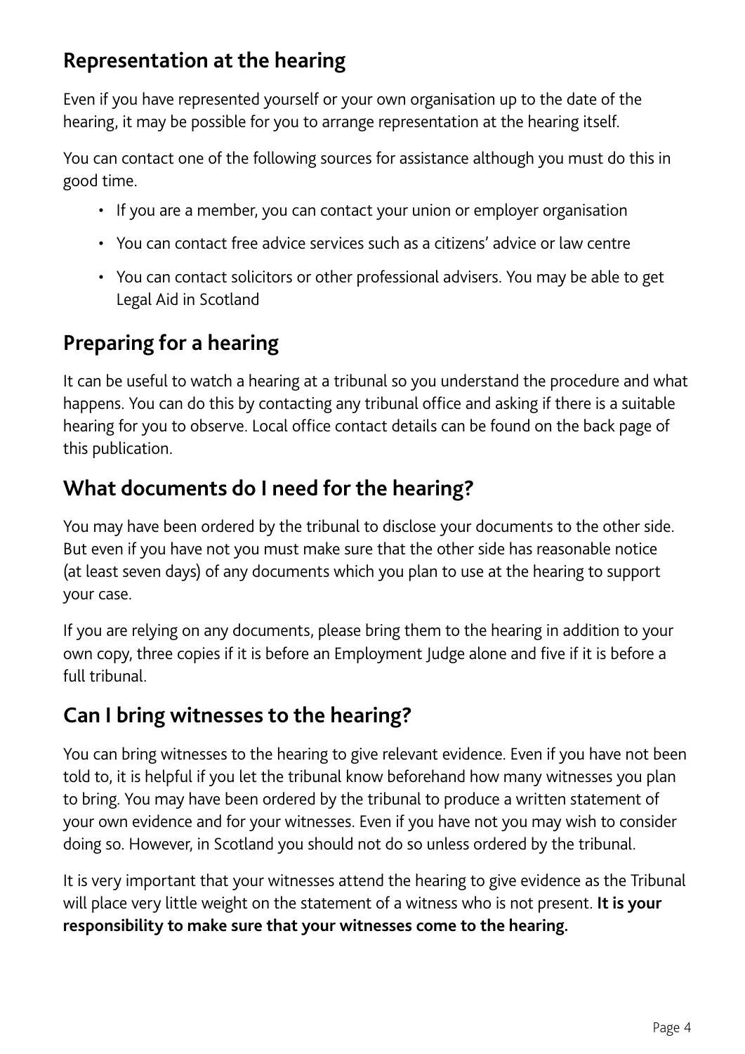## Representation at the hearing

Even if you have represented yourself or your own organisation up to the date of the hearing, it may be possible for you to arrange representation at the hearing itself.

You can contact one of the following sources for assistance although you must do this in good time.

- If you are a member, you can contact your union or employer organisation
- You can contact free advice services such as a citizens' advice or law centre
- You can contact solicitors or other professional advisers. You may be able to get Legal Aid in Scotland

## Preparing for a hearing

It can be useful to watch a hearing at a tribunal so you understand the procedure and what happens. You can do this by contacting any tribunal office and asking if there is a suitable hearing for you to observe. Local office contact details can be found on the back page of this publication.

## What documents do I need for the hearing?

You may have been ordered by the tribunal to disclose your documents to the other side. But even if you have not you must make sure that the other side has reasonable notice (at least seven days) of any documents which you plan to use at the hearing to support your case.

If you are relying on any documents, please bring them to the hearing in addition to your own copy, three copies if it is before an Employment Judge alone and five if it is before a full tribunal.

## Can I bring witnesses to the hearing?

You can bring witnesses to the hearing to give relevant evidence. Even if you have not been told to, it is helpful if you let the tribunal know beforehand how many witnesses you plan to bring. You may have been ordered by the tribunal to produce a written statement of your own evidence and for your witnesses. Even if you have not you may wish to consider doing so. However, in Scotland you should not do so unless ordered by the tribunal.

It is very important that your witnesses attend the hearing to give evidence as the Tribunal will place very little weight on the statement of a witness who is not present. **It is your responsibility to make sure that your witnesses come to the hearing.**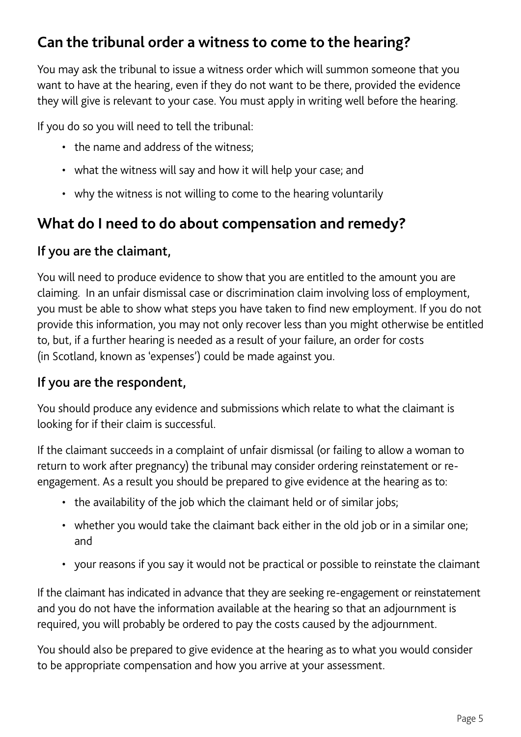## Can the tribunal order a witness to come to the hearing?

You may ask the tribunal to issue a witness order which will summon someone that you want to have at the hearing, even if they do not want to be there, provided the evidence they will give is relevant to your case. You must apply in writing well before the hearing.

If you do so you will need to tell the tribunal:

- the name and address of the witness;
- what the witness will say and how it will help your case; and
- why the witness is not willing to come to the hearing voluntarily

## What do I need to do about compensation and remedy?

### If you are the claimant,

You will need to produce evidence to show that you are entitled to the amount you are claiming. In an unfair dismissal case or discrimination claim involving loss of employment, you must be able to show what steps you have taken to find new employment. If you do not provide this information, you may not only recover less than you might otherwise be entitled to, but, if a further hearing is needed as a result of your failure, an order for costs (in Scotland, known as 'expenses') could be made against you.

### If you are the respondent,

You should produce any evidence and submissions which relate to what the claimant is looking for if their claim is successful.

If the claimant succeeds in a complaint of unfair dismissal (or failing to allow a woman to return to work after pregnancy) the tribunal may consider ordering reinstatement or re-engagement. As a result you should be prepared to give evidence at the hearing as to:

- the availability of the job which the claimant held or of similar jobs;
- whether you would take the claimant back either in the old job or in a similar one; and
- your reasons if you say it would not be practical or possible to reinstate the claimant

If the claimant has indicated in advance that they are seeking re-engagement or reinstatement and you do not have the information available at the hearing so that an adjournment is required, you will probably be ordered to pay the costs caused by the adjournment.

You should also be prepared to give evidence at the hearing as to what you would consider to be appropriate compensation and how you arrive at your assessment.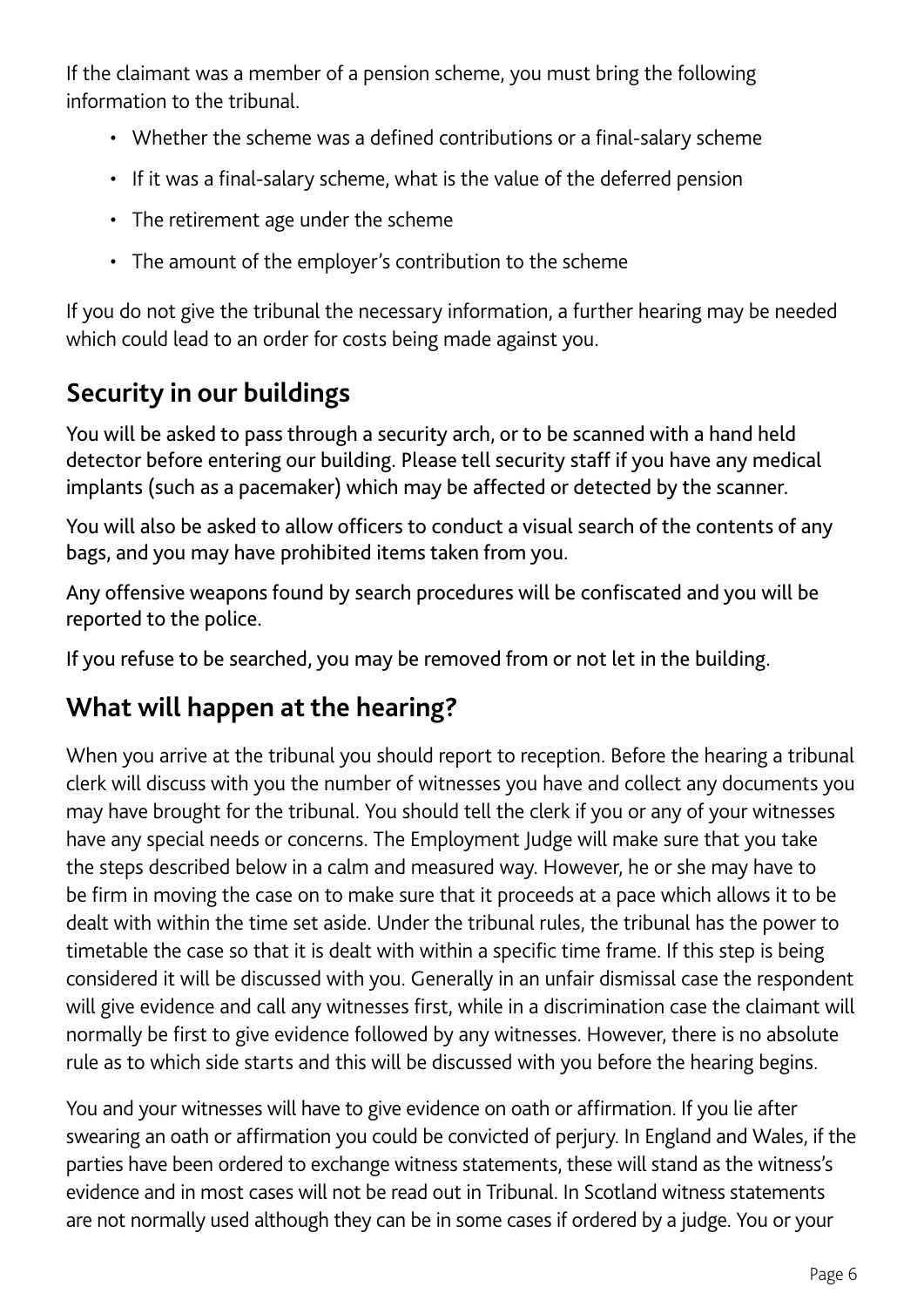If the claimant was a member of a pension scheme, you must bring the following information to the tribunal.

- Whether the scheme was a defined contributions or a final-salary scheme
- If it was a final-salary scheme, what is the value of the deferred pension
- The retirement age under the scheme
- The amount of the employer's contribution to the scheme

If you do not give the tribunal the necessary information, a further hearing may be needed which could lead to an order for costs being made against you.

## Security in our buildings

You will be asked to pass through a security arch, or to be scanned with a hand held detector before entering our building. Please tell security staff if you have any medical implants (such as a pacemaker) which may be affected or detected by the scanner.

You will also be asked to allow officers to conduct a visual search of the contents of any bags, and you may have prohibited items taken from you.

Any offensive weapons found by search procedures will be confiscated and you will be reported to the police.

If you refuse to be searched, you may be removed from or not let in the building.

## What will happen at the hearing?

When you arrive at the tribunal you should report to reception. Before the hearing a tribunal clerk will discuss with you the number of witnesses you have and collect any documents you may have brought for the tribunal. You should tell the clerk if you or any of your witnesses have any special needs or concerns. The Employment Judge will make sure that you take the steps described below in a calm and measured way. However, he or she may have to be firm in moving the case on to make sure that it proceeds at a pace which allows it to be dealt with within the time set aside. Under the tribunal rules, the tribunal has the power to timetable the case so that it is dealt with within a specific time frame. If this step is being considered it will be discussed with you. Generally in an unfair dismissal case the respondent will give evidence and call any witnesses first, while in a discrimination case the claimant will normally be first to give evidence followed by any witnesses. However, there is no absolute rule as to which side starts and this will be discussed with you before the hearing begins.

You and your witnesses will have to give evidence on oath or affirmation. If you lie after swearing an oath or affirmation you could be convicted of perjury. In England and Wales, if the parties have been ordered to exchange witness statements, these will stand as the witness's evidence and in most cases will not be read out in Tribunal. In Scotland witness statements are not normally used although they can be in some cases if ordered by a judge. You or your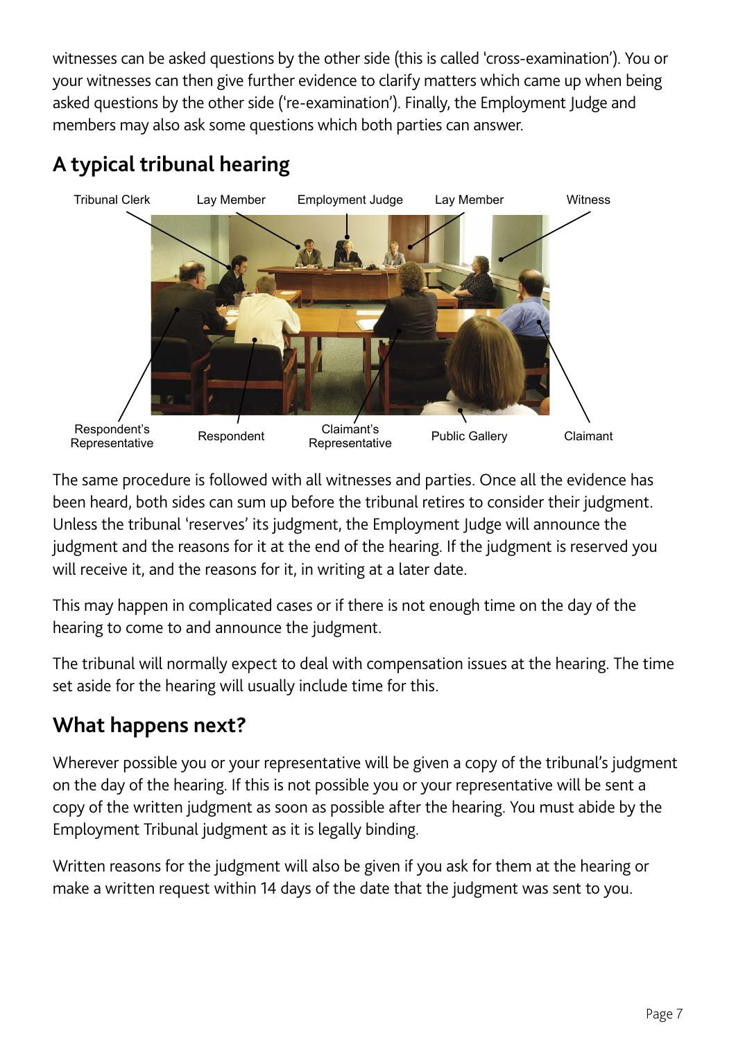witnesses can be asked questions by the other side (this is called 'cross-examination'). You or your witnesses can then give further evidence to clarify matters which came up when being asked questions by the other side ('re-examination'). Finally, the Employment Judge and members may also ask some questions which both parties can answer.

## A typical tribunal hearing

Tribunal Clerk, Lay Member, Employment Judge, Lay Member, Witness

Respondent's Representative, Respondent, Claimant's Representative, Public Gallery, Claimant

The same procedure is followed with all witnesses and parties. Once all the evidence has been heard, both sides can sum up before the tribunal retires to consider their judgment. Unless the tribunal 'reserves' its judgment, the Employment Judge will announce the judgment and the reasons for it at the end of the hearing. If the judgment is reserved you will receive it, and the reasons for it, in writing at a later date.

This may happen in complicated cases or if there is not enough time on the day of the hearing to come to and announce the judgment.

The tribunal will normally expect to deal with compensation issues at the hearing. The time set aside for the hearing will usually include time for this.

## What happens next?

Wherever possible you or your representative will be given a copy of the tribunal's judgment on the day of the hearing. If this is not possible you or your representative will be sent a copy of the written judgment as soon as possible after the hearing. You must abide by the Employment Tribunal judgment as it is legally binding.

Written reasons for the judgment will also be given if you ask for them at the hearing or make a written request within 14 days of the date that the judgment was sent to you.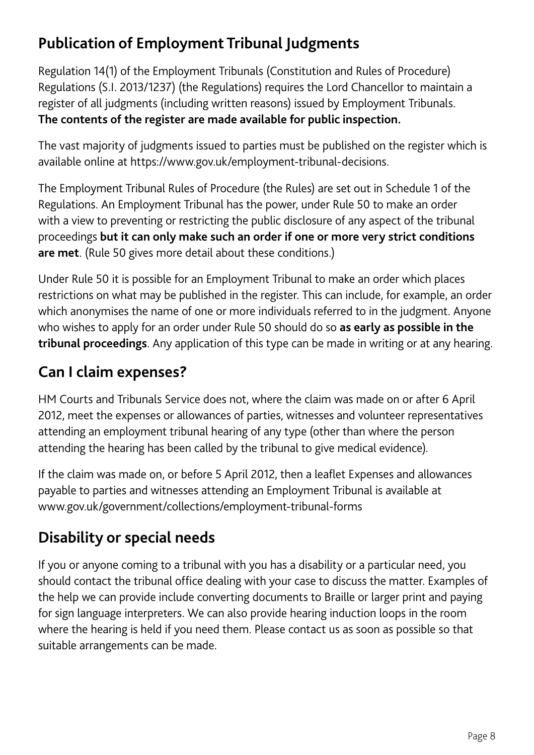## Publication of Employment Tribunal Judgments

Regulation 14(1) of the Employment Tribunals (Constitution and Rules of Procedure) Regulations (S.I. 2013/1237) (the Regulations) requires the Lord Chancellor to maintain a register of all judgments (including written reasons) issued by Employment Tribunals. **The contents of the register are made available for public inspection.**

The vast majority of judgments issued to parties must be published on the register which is available online at https://www.gov.uk/employment-tribunal-decisions.

The Employment Tribunal Rules of Procedure (the Rules) are set out in Schedule 1 of the Regulations. An Employment Tribunal has the power, under Rule 50 to make an order with a view to preventing or restricting the public disclosure of any aspect of the tribunal proceedings **but it can only make such an order if one or more very strict conditions are met**. (Rule 50 gives more detail about these conditions.)

Under Rule 50 it is possible for an Employment Tribunal to make an order which places restrictions on what may be published in the register. This can include, for example, an order which anonymises the name of one or more individuals referred to in the judgment. Anyone who wishes to apply for an order under Rule 50 should do so **as early as possible in the tribunal proceedings**. Any application of this type can be made in writing or at any hearing.

## Can I claim expenses?

HM Courts and Tribunals Service does not, where the claim was made on or after 6 April 2012, meet the expenses or allowances of parties, witnesses and volunteer representatives attending an employment tribunal hearing of any type (other than where the person attending the hearing has been called by the tribunal to give medical evidence).

If the claim was made on, or before 5 April 2012, then a leaflet Expenses and allowances payable to parties and witnesses attending an Employment Tribunal is available at www.gov.uk/government/collections/employment-tribunal-forms

## Disability or special needs

If you or anyone coming to a tribunal with you has a disability or a particular need, you should contact the tribunal office dealing with your case to discuss the matter. Examples of the help we can provide include converting documents to Braille or larger print and paying for sign language interpreters. We can also provide hearing induction loops in the room where the hearing is held if you need them. Please contact us as soon as possible so that suitable arrangements can be made.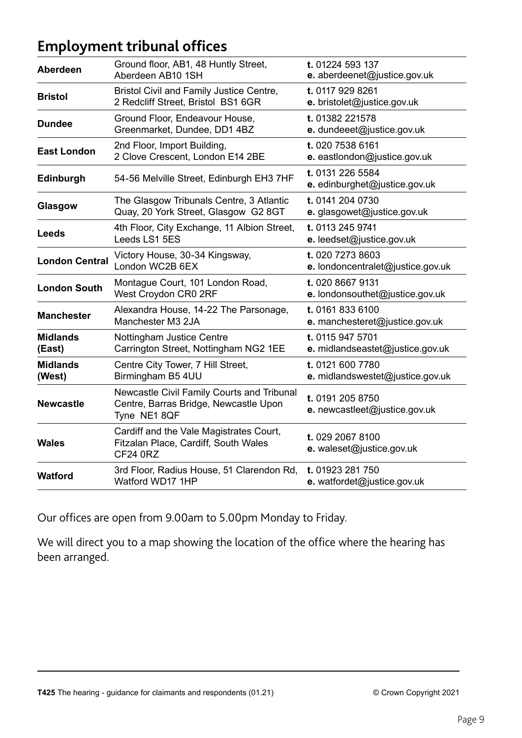## Employment tribunal offices

| | | |
|---|---|---|
| **Aberdeen** | Ground floor, AB1, 48 Huntly Street, Aberdeen AB10 1SH | **t.** 01224 593 137<br>**e.** aberdeenet@justice.gov.uk |
| **Bristol** | Bristol Civil and Family Justice Centre, 2 Redcliff Street, Bristol BS1 6GR | **t.** 0117 929 8261<br>**e.** bristolet@justice.gov.uk |
| **Dundee** | Ground Floor, Endeavour House, Greenmarket, Dundee, DD1 4BZ | **t.** 01382 221578<br>**e.** dundeeet@justice.gov.uk |
| **East London** | 2nd Floor, Import Building, 2 Clove Crescent, London E14 2BE | **t.** 020 7538 6161<br>**e.** eastlondon@justice.gov.uk |
| **Edinburgh** | 54-56 Melville Street, Edinburgh EH3 7HF | **t.** 0131 226 5584<br>**e.** edinburghet@justice.gov.uk |
| **Glasgow** | The Glasgow Tribunals Centre, 3 Atlantic Quay, 20 York Street, Glasgow G2 8GT | **t.** 0141 204 0730<br>**e.** glasgowet@justice.gov.uk |
| **Leeds** | 4th Floor, City Exchange, 11 Albion Street, Leeds LS1 5ES | **t.** 0113 245 9741<br>**e.** leedset@justice.gov.uk |
| **London Central** | Victory House, 30-34 Kingsway, London WC2B 6EX | **t.** 020 7273 8603<br>**e.** londoncentralet@justice.gov.uk |
| **London South** | Montague Court, 101 London Road, West Croydon CR0 2RF | **t.** 020 8667 9131<br>**e.** londonsouthet@justice.gov.uk |
| **Manchester** | Alexandra House, 14-22 The Parsonage, Manchester M3 2JA | **t.** 0161 833 6100<br>**e.** manchesteret@justice.gov.uk |
| **Midlands (East)** | Nottingham Justice Centre Carrington Street, Nottingham NG2 1EE | **t.** 0115 947 5701<br>**e.** midlandseastet@justice.gov.uk |
| **Midlands (West)** | Centre City Tower, 7 Hill Street, Birmingham B5 4UU | **t.** 0121 600 7780<br>**e.** midlandswestet@justice.gov.uk |
| **Newcastle** | Newcastle Civil Family Courts and Tribunal Centre, Barras Bridge, Newcastle Upon Tyne NE1 8QF | **t.** 0191 205 8750<br>**e.** newcastleet@justice.gov.uk |
| **Wales** | Cardiff and the Vale Magistrates Court, Fitzalan Place, Cardiff, South Wales CF24 0RZ | **t.** 029 2067 8100<br>**e.** waleset@justice.gov.uk |
| **Watford** | 3rd Floor, Radius House, 51 Clarendon Rd, Watford WD17 1HP | **t.** 01923 281 750<br>**e.** watfordet@justice.gov.uk |

Our offices are open from 9.00am to 5.00pm Monday to Friday.

We will direct you to a map showing the location of the office where the hearing has been arranged.

**T425** The hearing - guidance for claimants and respondents (01.21) © Crown Copyright 2021